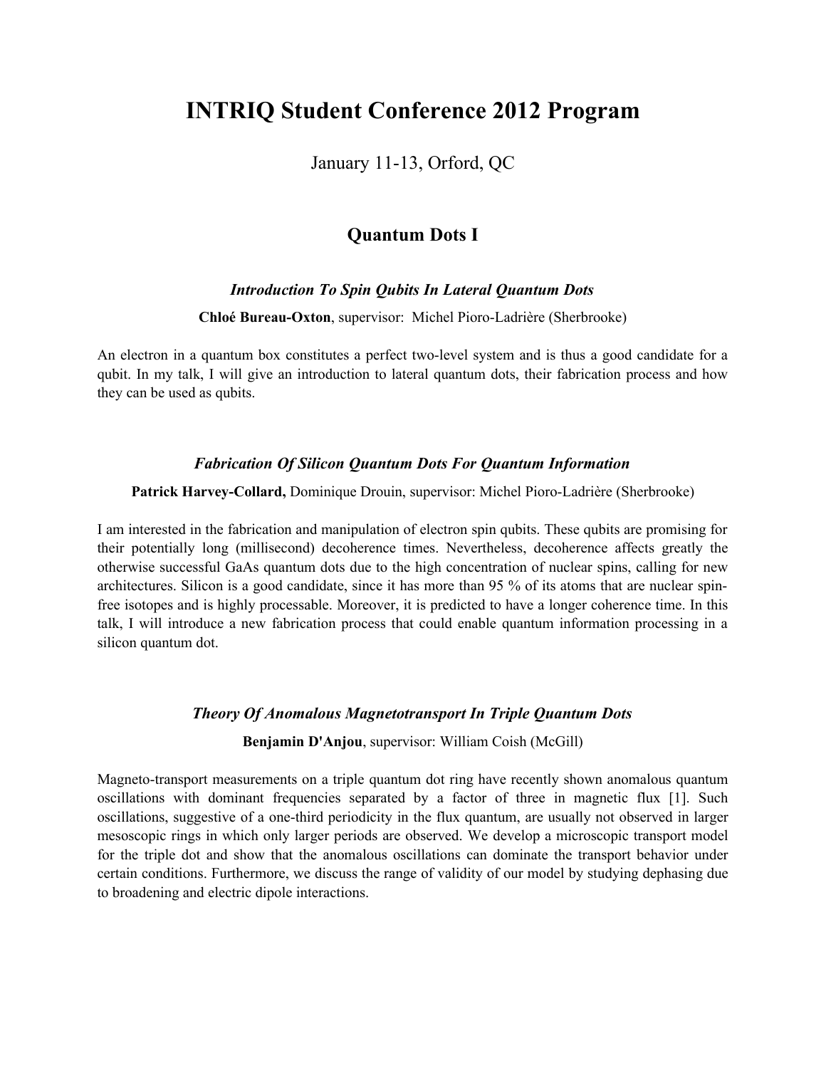# INTRIQ Student Conference 2012 Program

January 11-13, Orford, QC

## Quantum Dots I

### *Introduction To Spin Qubits In Lateral Quantum Dots*

**Chloé Bureau-Oxton**, supervisor: Michel Pioro-Ladrière (Sherbrooke)

An electron in a quantum box constitutes a perfect two-level system and is thus a good candidate for a qubit. In my talk, I will give an introduction to lateral quantum dots, their fabrication process and how they can be used as qubits.

### *Fabrication Of Silicon Quantum Dots For Quantum Information*

**Patrick Harvey-Collard,** Dominique Drouin, supervisor: Michel Pioro-Ladrière (Sherbrooke)

I am interested in the fabrication and manipulation of electron spin qubits. These qubits are promising for their potentially long (millisecond) decoherence times. Nevertheless, decoherence affects greatly the otherwise successful GaAs quantum dots due to the high concentration of nuclear spins, calling for new architectures. Silicon is a good candidate, since it has more than 95 % of its atoms that are nuclear spin-free isotopes and is highly processable. Moreover, it is predicted to have a longer coherence time. In this talk, I will introduce a new fabrication process that could enable quantum information processing in a silicon quantum dot.

### *Theory Of Anomalous Magnetotransport In Triple Quantum Dots*

**Benjamin D'Anjou**, supervisor: William Coish (McGill)

Magneto-transport measurements on a triple quantum dot ring have recently shown anomalous quantum oscillations with dominant frequencies separated by a factor of three in magnetic flux [1]. Such oscillations, suggestive of a one-third periodicity in the flux quantum, are usually not observed in larger mesoscopic rings in which only larger periods are observed. We develop a microscopic transport model for the triple dot and show that the anomalous oscillations can dominate the transport behavior under certain conditions. Furthermore, we discuss the range of validity of our model by studying dephasing due to broadening and electric dipole interactions.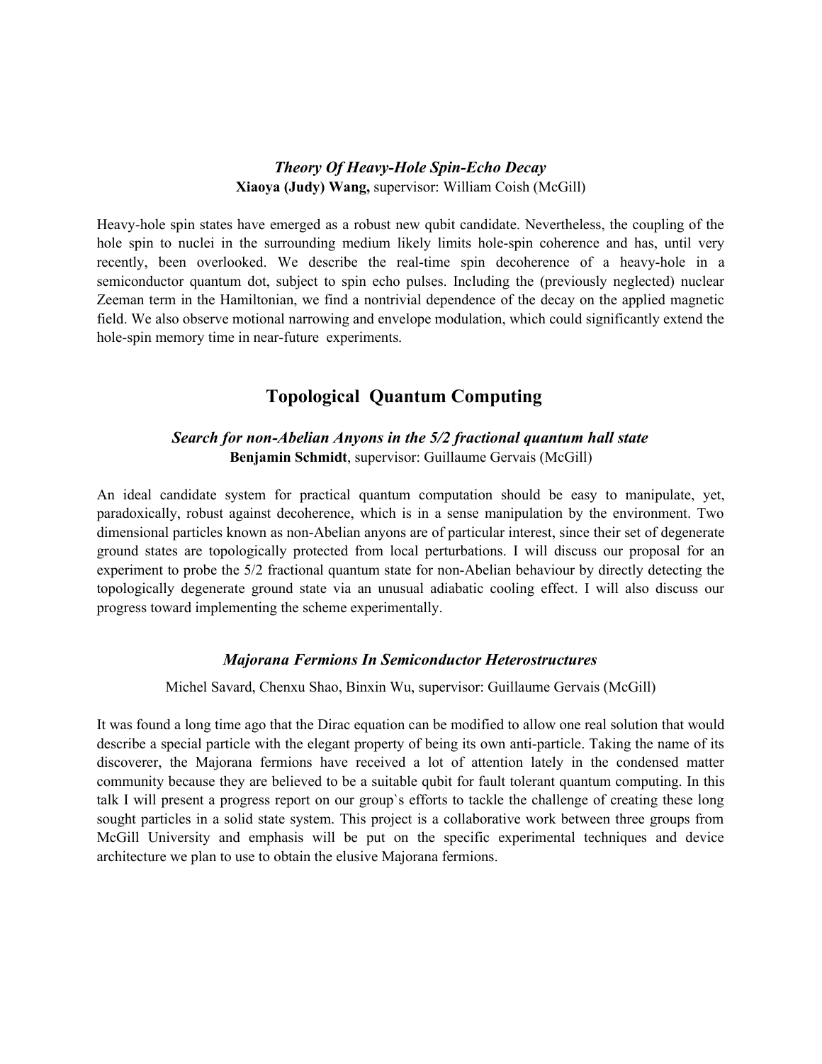### *Theory Of Heavy-Hole Spin-Echo Decay*

**Xiaoya (Judy) Wang,** supervisor: William Coish (McGill)

Heavy-hole spin states have emerged as a robust new qubit candidate. Nevertheless, the coupling of the hole spin to nuclei in the surrounding medium likely limits hole-spin coherence and has, until very recently, been overlooked. We describe the real-time spin decoherence of a heavy-hole in a semiconductor quantum dot, subject to spin echo pulses. Including the (previously neglected) nuclear Zeeman term in the Hamiltonian, we find a nontrivial dependence of the decay on the applied magnetic field. We also observe motional narrowing and envelope modulation, which could significantly extend the hole-spin memory time in near-future experiments.

## Topological Quantum Computing

### *Search for non-Abelian Anyons in the 5/2 fractional quantum hall state*

**Benjamin Schmidt**, supervisor: Guillaume Gervais (McGill)

An ideal candidate system for practical quantum computation should be easy to manipulate, yet, paradoxically, robust against decoherence, which is in a sense manipulation by the environment. Two dimensional particles known as non-Abelian anyons are of particular interest, since their set of degenerate ground states are topologically protected from local perturbations. I will discuss our proposal for an experiment to probe the 5/2 fractional quantum state for non-Abelian behaviour by directly detecting the topologically degenerate ground state via an unusual adiabatic cooling effect. I will also discuss our progress toward implementing the scheme experimentally.

### *Majorana Fermions In Semiconductor Heterostructures*

Michel Savard, Chenxu Shao, Binxin Wu, supervisor: Guillaume Gervais (McGill)

It was found a long time ago that the Dirac equation can be modified to allow one real solution that would describe a special particle with the elegant property of being its own anti-particle. Taking the name of its discoverer, the Majorana fermions have received a lot of attention lately in the condensed matter community because they are believed to be a suitable qubit for fault tolerant quantum computing. In this talk I will present a progress report on our group`s efforts to tackle the challenge of creating these long sought particles in a solid state system. This project is a collaborative work between three groups from McGill University and emphasis will be put on the specific experimental techniques and device architecture we plan to use to obtain the elusive Majorana fermions.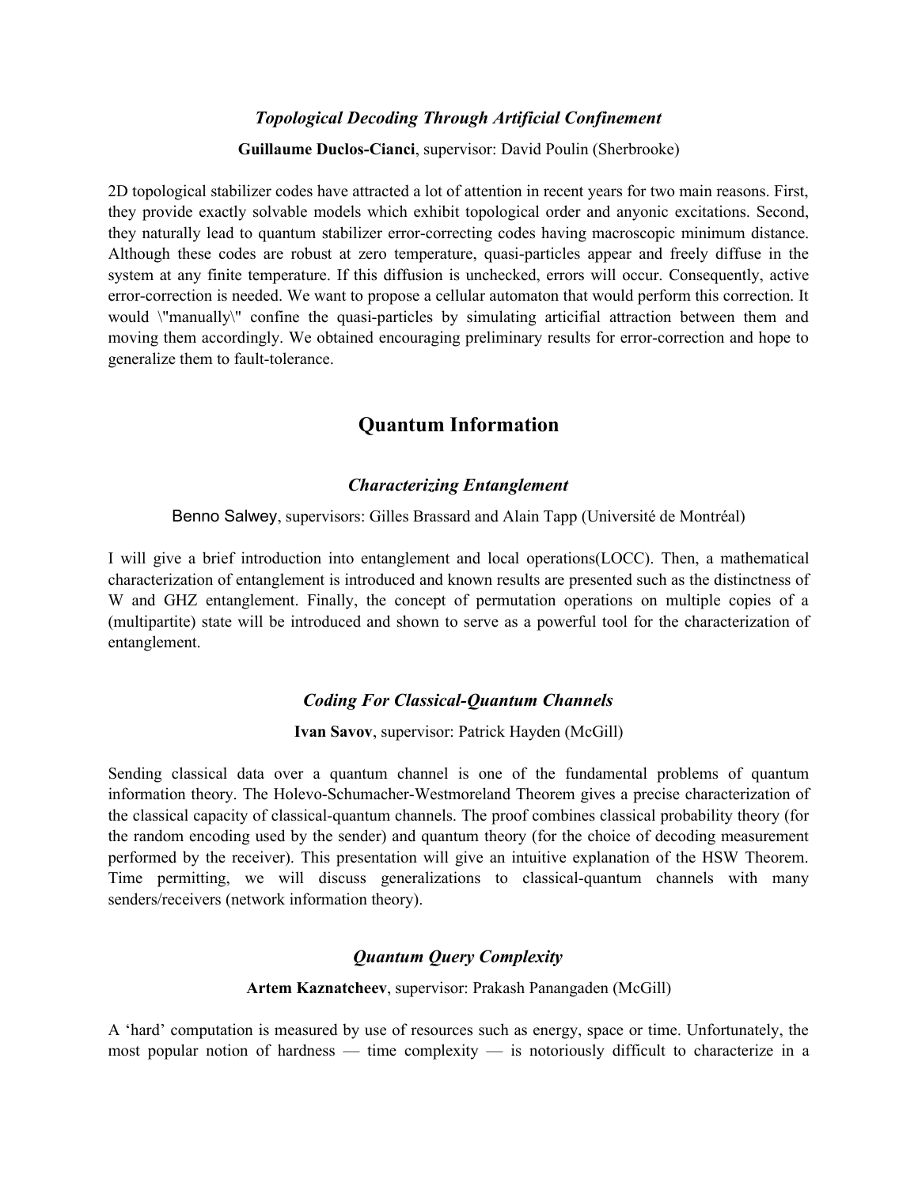### *Topological Decoding Through Artificial Confinement*

**Guillaume Duclos-Cianci**, supervisor: David Poulin (Sherbrooke)

2D topological stabilizer codes have attracted a lot of attention in recent years for two main reasons. First, they provide exactly solvable models which exhibit topological order and anyonic excitations. Second, they naturally lead to quantum stabilizer error-correcting codes having macroscopic minimum distance. Although these codes are robust at zero temperature, quasi-particles appear and freely diffuse in the system at any finite temperature. If this diffusion is unchecked, errors will occur. Consequently, active error-correction is needed. We want to propose a cellular automaton that would perform this correction. It would \"manually\" confine the quasi-particles by simulating artificial attraction between them and moving them accordingly. We obtained encouraging preliminary results for error-correction and hope to generalize them to fault-tolerance.

## Quantum Information

### *Characterizing Entanglement*

Benno Salwey, supervisors: Gilles Brassard and Alain Tapp (Université de Montréal)

I will give a brief introduction into entanglement and local operations(LOCC). Then, a mathematical characterization of entanglement is introduced and known results are presented such as the distinctness of W and GHZ entanglement. Finally, the concept of permutation operations on multiple copies of a (multipartite) state will be introduced and shown to serve as a powerful tool for the characterization of entanglement.

### *Coding For Classical-Quantum Channels*

**Ivan Savov**, supervisor: Patrick Hayden (McGill)

Sending classical data over a quantum channel is one of the fundamental problems of quantum information theory. The Holevo-Schumacher-Westmoreland Theorem gives a precise characterization of the classical capacity of classical-quantum channels. The proof combines classical probability theory (for the random encoding used by the sender) and quantum theory (for the choice of decoding measurement performed by the receiver). This presentation will give an intuitive explanation of the HSW Theorem. Time permitting, we will discuss generalizations to classical-quantum channels with many senders/receivers (network information theory).

### *Quantum Query Complexity*

**Artem Kaznatcheev**, supervisor: Prakash Panangaden (McGill)

A 'hard' computation is measured by use of resources such as energy, space or time. Unfortunately, the most popular notion of hardness — time complexity — is notoriously difficult to characterize in a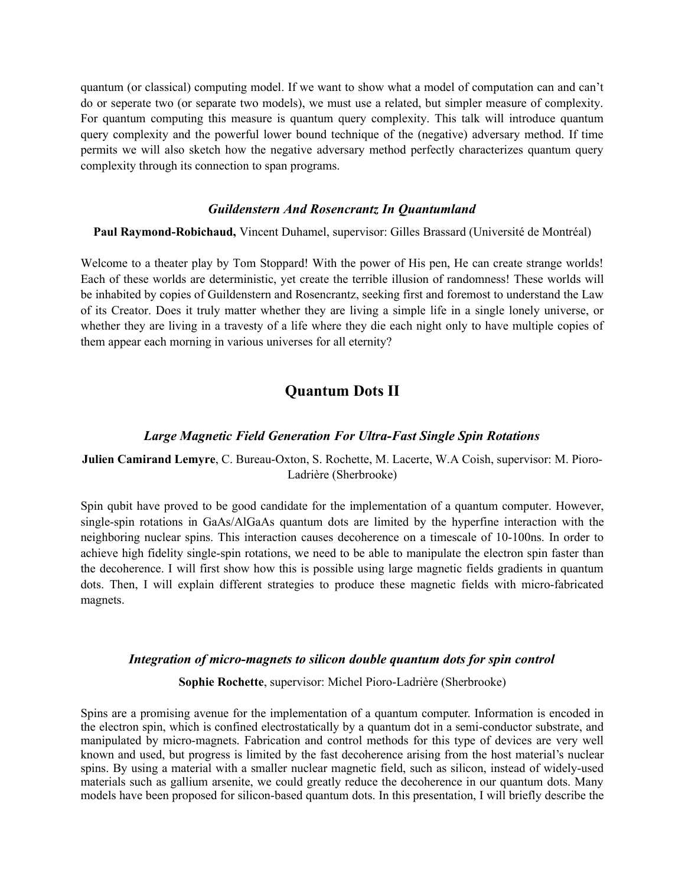quantum (or classical) computing model. If we want to show what a model of computation can and can't do or seperate two (or separate two models), we must use a related, but simpler measure of complexity. For quantum computing this measure is quantum query complexity. This talk will introduce quantum query complexity and the powerful lower bound technique of the (negative) adversary method. If time permits we will also sketch how the negative adversary method perfectly characterizes quantum query complexity through its connection to span programs.

### *Guildenstern And Rosencrantz In Quantumland*

**Paul Raymond-Robichaud,** Vincent Duhamel, supervisor: Gilles Brassard (Université de Montréal)

Welcome to a theater play by Tom Stoppard! With the power of His pen, He can create strange worlds! Each of these worlds are deterministic, yet create the terrible illusion of randomness! These worlds will be inhabited by copies of Guildenstern and Rosencrantz, seeking first and foremost to understand the Law of its Creator. Does it truly matter whether they are living a simple life in a single lonely universe, or whether they are living in a travesty of a life where they die each night only to have multiple copies of them appear each morning in various universes for all eternity?

## Quantum Dots II

### *Large Magnetic Field Generation For Ultra-Fast Single Spin Rotations*

**Julien Camirand Lemyre**, C. Bureau-Oxton, S. Rochette, M. Lacerte, W.A Coish, supervisor: M. Pioro-Ladrière (Sherbrooke)

Spin qubit have proved to be good candidate for the implementation of a quantum computer. However, single-spin rotations in GaAs/AlGaAs quantum dots are limited by the hyperfine interaction with the neighboring nuclear spins. This interaction causes decoherence on a timescale of 10-100ns. In order to achieve high fidelity single-spin rotations, we need to be able to manipulate the electron spin faster than the decoherence. I will first show how this is possible using large magnetic fields gradients in quantum dots. Then, I will explain different strategies to produce these magnetic fields with micro-fabricated magnets.

### *Integration of micro-magnets to silicon double quantum dots for spin control*

**Sophie Rochette**, supervisor: Michel Pioro-Ladrière (Sherbrooke)

Spins are a promising avenue for the implementation of a quantum computer. Information is encoded in the electron spin, which is confined electrostatically by a quantum dot in a semi-conductor substrate, and manipulated by micro-magnets. Fabrication and control methods for this type of devices are very well known and used, but progress is limited by the fast decoherence arising from the host material's nuclear spins. By using a material with a smaller nuclear magnetic field, such as silicon, instead of widely-used materials such as gallium arsenite, we could greatly reduce the decoherence in our quantum dots. Many models have been proposed for silicon-based quantum dots. In this presentation, I will briefly describe the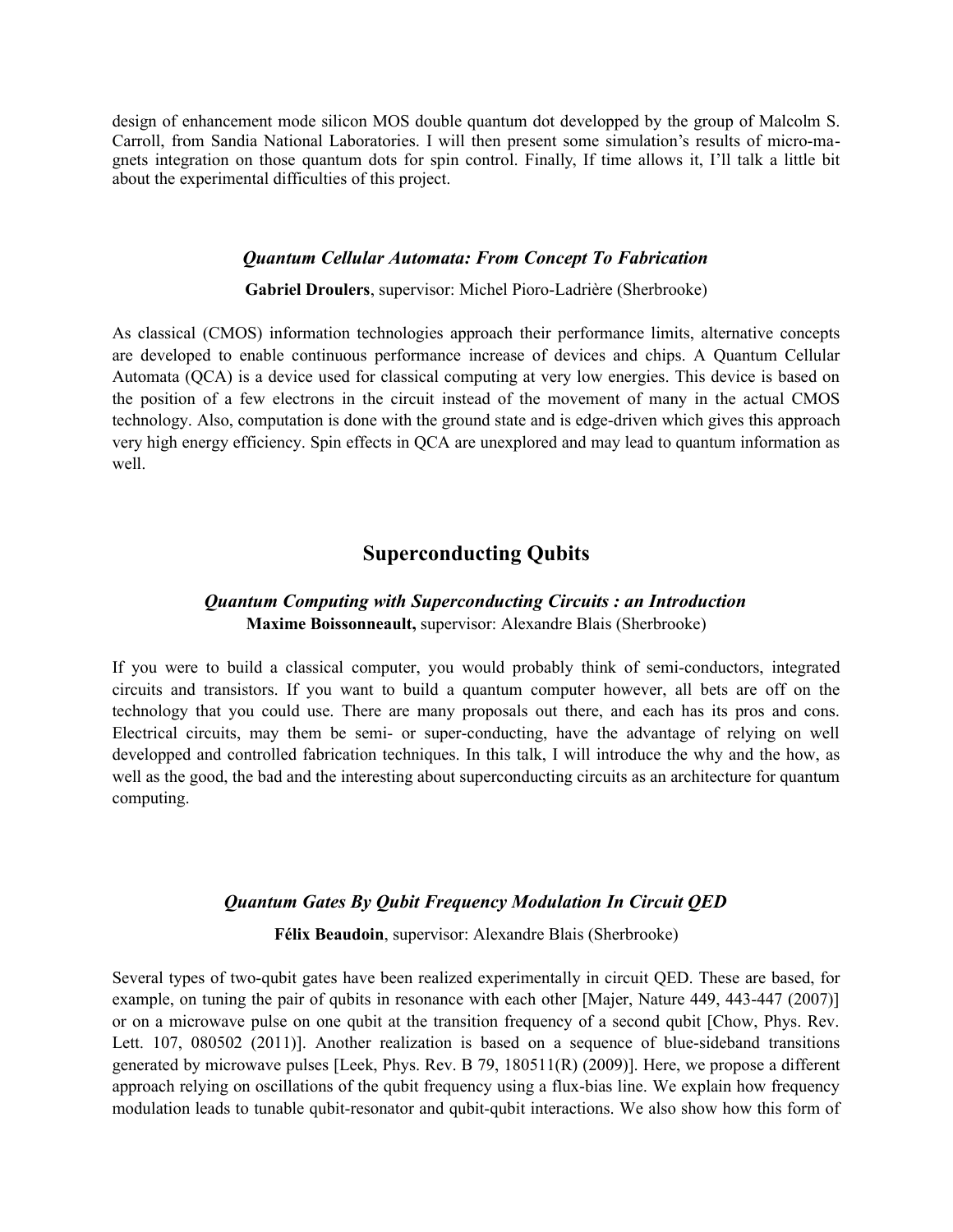design of enhancement mode silicon MOS double quantum dot developped by the group of Malcolm S. Carroll, from Sandia National Laboratories. I will then present some simulation's results of micro-magnets integration on those quantum dots for spin control. Finally, If time allows it, I'll talk a little bit about the experimental difficulties of this project.

### *Quantum Cellular Automata: From Concept To Fabrication*

**Gabriel Droulers**, supervisor: Michel Pioro-Ladrière (Sherbrooke)

As classical (CMOS) information technologies approach their performance limits, alternative concepts are developed to enable continuous performance increase of devices and chips. A Quantum Cellular Automata (QCA) is a device used for classical computing at very low energies. This device is based on the position of a few electrons in the circuit instead of the movement of many in the actual CMOS technology. Also, computation is done with the ground state and is edge-driven which gives this approach very high energy efficiency. Spin effects in QCA are unexplored and may lead to quantum information as well.

## Superconducting Qubits

### *Quantum Computing with Superconducting Circuits : an Introduction*

**Maxime Boissonneault,** supervisor: Alexandre Blais (Sherbrooke)

If you were to build a classical computer, you would probably think of semi-conductors, integrated circuits and transistors. If you want to build a quantum computer however, all bets are off on the technology that you could use. There are many proposals out there, and each has its pros and cons. Electrical circuits, may them be semi- or super-conducting, have the advantage of relying on well developped and controlled fabrication techniques. In this talk, I will introduce the why and the how, as well as the good, the bad and the interesting about superconducting circuits as an architecture for quantum computing.

### *Quantum Gates By Qubit Frequency Modulation In Circuit QED*

**Félix Beaudoin**, supervisor: Alexandre Blais (Sherbrooke)

Several types of two-qubit gates have been realized experimentally in circuit QED. These are based, for example, on tuning the pair of qubits in resonance with each other [Majer, Nature 449, 443-447 (2007)] or on a microwave pulse on one qubit at the transition frequency of a second qubit [Chow, Phys. Rev. Lett. 107, 080502 (2011)]. Another realization is based on a sequence of blue-sideband transitions generated by microwave pulses [Leek, Phys. Rev. B 79, 180511(R) (2009)]. Here, we propose a different approach relying on oscillations of the qubit frequency using a flux-bias line. We explain how frequency modulation leads to tunable qubit-resonator and qubit-qubit interactions. We also show how this form of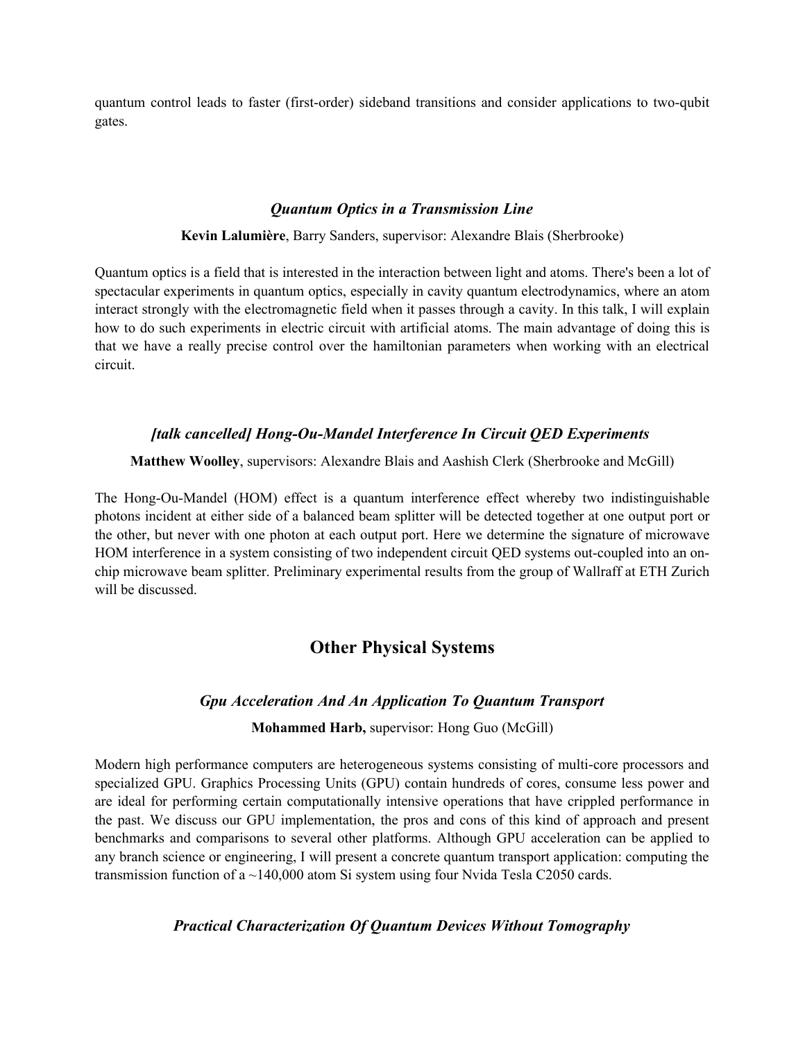quantum control leads to faster (first-order) sideband transitions and consider applications to two-qubit gates.

### *Quantum Optics in a Transmission Line*

**Kevin Lalumière**, Barry Sanders, supervisor: Alexandre Blais (Sherbrooke)

Quantum optics is a field that is interested in the interaction between light and atoms. There's been a lot of spectacular experiments in quantum optics, especially in cavity quantum electrodynamics, where an atom interact strongly with the electromagnetic field when it passes through a cavity. In this talk, I will explain how to do such experiments in electric circuit with artificial atoms. The main advantage of doing this is that we have a really precise control over the hamiltonian parameters when working with an electrical circuit.

### *[talk cancelled] Hong-Ou-Mandel Interference In Circuit QED Experiments*

**Matthew Woolley**, supervisors: Alexandre Blais and Aashish Clerk (Sherbrooke and McGill)

The Hong-Ou-Mandel (HOM) effect is a quantum interference effect whereby two indistinguishable photons incident at either side of a balanced beam splitter will be detected together at one output port or the other, but never with one photon at each output port. Here we determine the signature of microwave HOM interference in a system consisting of two independent circuit QED systems out-coupled into an on-chip microwave beam splitter. Preliminary experimental results from the group of Wallraff at ETH Zurich will be discussed.

## Other Physical Systems

### *Gpu Acceleration And An Application To Quantum Transport*

**Mohammed Harb,** supervisor: Hong Guo (McGill)

Modern high performance computers are heterogeneous systems consisting of multi-core processors and specialized GPU. Graphics Processing Units (GPU) contain hundreds of cores, consume less power and are ideal for performing certain computationally intensive operations that have crippled performance in the past. We discuss our GPU implementation, the pros and cons of this kind of approach and present benchmarks and comparisons to several other platforms. Although GPU acceleration can be applied to any branch science or engineering, I will present a concrete quantum transport application: computing the transmission function of a ~140,000 atom Si system using four Nvida Tesla C2050 cards.

### *Practical Characterization Of Quantum Devices Without Tomography*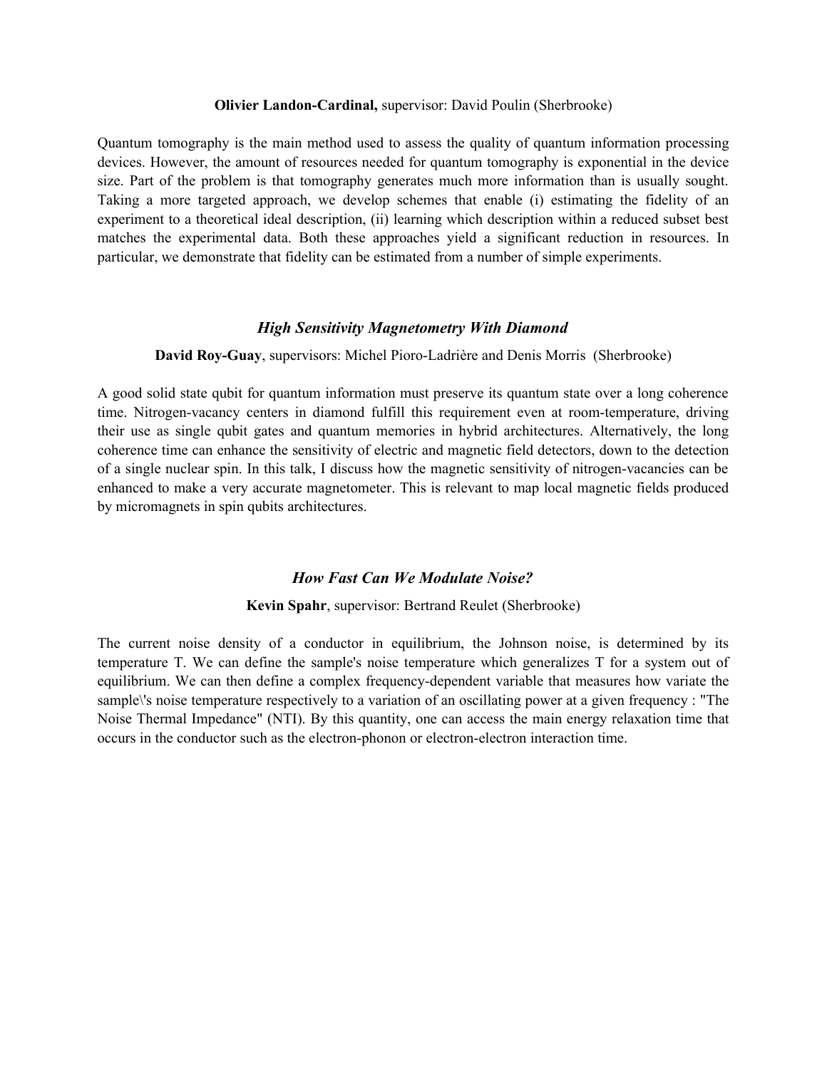**Olivier Landon-Cardinal,** supervisor: David Poulin (Sherbrooke)

Quantum tomography is the main method used to assess the quality of quantum information processing devices. However, the amount of resources needed for quantum tomography is exponential in the device size. Part of the problem is that tomography generates much more information than is usually sought. Taking a more targeted approach, we develop schemes that enable (i) estimating the fidelity of an experiment to a theoretical ideal description, (ii) learning which description within a reduced subset best matches the experimental data. Both these approaches yield a significant reduction in resources. In particular, we demonstrate that fidelity can be estimated from a number of simple experiments.

### *High Sensitivity Magnetometry With Diamond*

**David Roy-Guay**, supervisors: Michel Pioro-Ladrière and Denis Morris (Sherbrooke)

A good solid state qubit for quantum information must preserve its quantum state over a long coherence time. Nitrogen-vacancy centers in diamond fulfill this requirement even at room-temperature, driving their use as single qubit gates and quantum memories in hybrid architectures. Alternatively, the long coherence time can enhance the sensitivity of electric and magnetic field detectors, down to the detection of a single nuclear spin. In this talk, I discuss how the magnetic sensitivity of nitrogen-vacancies can be enhanced to make a very accurate magnetometer. This is relevant to map local magnetic fields produced by micromagnets in spin qubits architectures.

### *How Fast Can We Modulate Noise?*

**Kevin Spahr**, supervisor: Bertrand Reulet (Sherbrooke)

The current noise density of a conductor in equilibrium, the Johnson noise, is determined by its temperature T. We can define the sample's noise temperature which generalizes T for a system out of equilibrium. We can then define a complex frequency-dependent variable that measures how variate the sample\'s noise temperature respectively to a variation of an oscillating power at a given frequency : "The Noise Thermal Impedance" (NTI). By this quantity, one can access the main energy relaxation time that occurs in the conductor such as the electron-phonon or electron-electron interaction time.